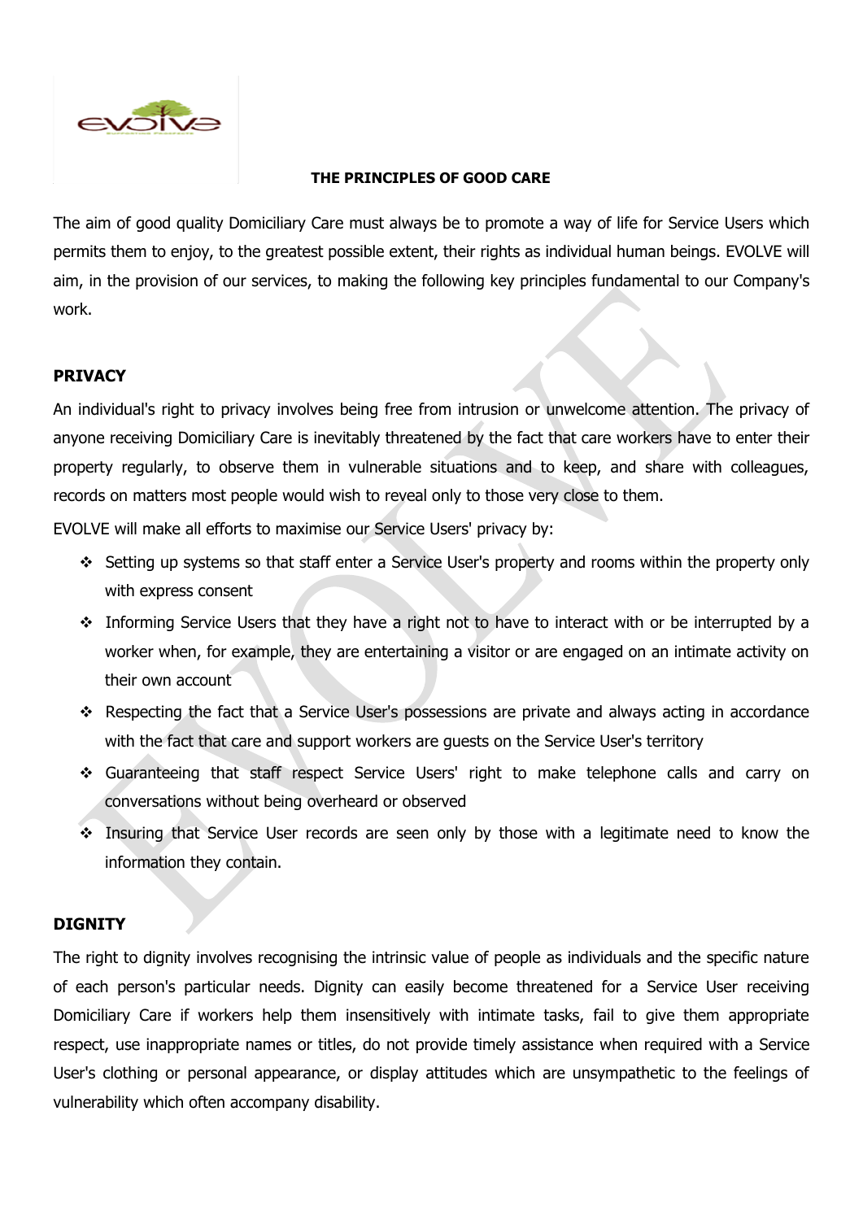# THE PRINCIPLES OF GOOD CARE

The aim of good quality Domiciliary Care must always be to promote a way of life for Service Users which permits them to enjoy, to the greatest possible extent, their rights as individual human beings. EVOLVE will aim, in the provision of our services, to making the following key principles fundamental to our Company's work.

## PRIVACY

An individual's right to privacy involves being free from intrusion or unwelcome attention. The privacy of anyone receiving Domiciliary Care is inevitably threatened by the fact that care workers have to enter their property regularly, to observe them in vulnerable situations and to keep, and share with colleagues, records on matters most people would wish to reveal only to those very close to them.

EVOLVE will make all efforts to maximise our Service Users' privacy by:

- Setting up systems so that staff enter a Service User's property and rooms within the property only with express consent
- Informing Service Users that they have a right not to have to interact with or be interrupted by a worker when, for example, they are entertaining a visitor or are engaged on an intimate activity on their own account
- Respecting the fact that a Service User's possessions are private and always acting in accordance with the fact that care and support workers are guests on the Service User's territory
- Guaranteeing that staff respect Service Users' right to make telephone calls and carry on conversations without being overheard or observed
- Insuring that Service User records are seen only by those with a legitimate need to know the information they contain.

## DIGNITY

The right to dignity involves recognising the intrinsic value of people as individuals and the specific nature of each person's particular needs. Dignity can easily become threatened for a Service User receiving Domiciliary Care if workers help them insensitively with intimate tasks, fail to give them appropriate respect, use inappropriate names or titles, do not provide timely assistance when required with a Service User's clothing or personal appearance, or display attitudes which are unsympathetic to the feelings of vulnerability which often accompany disability.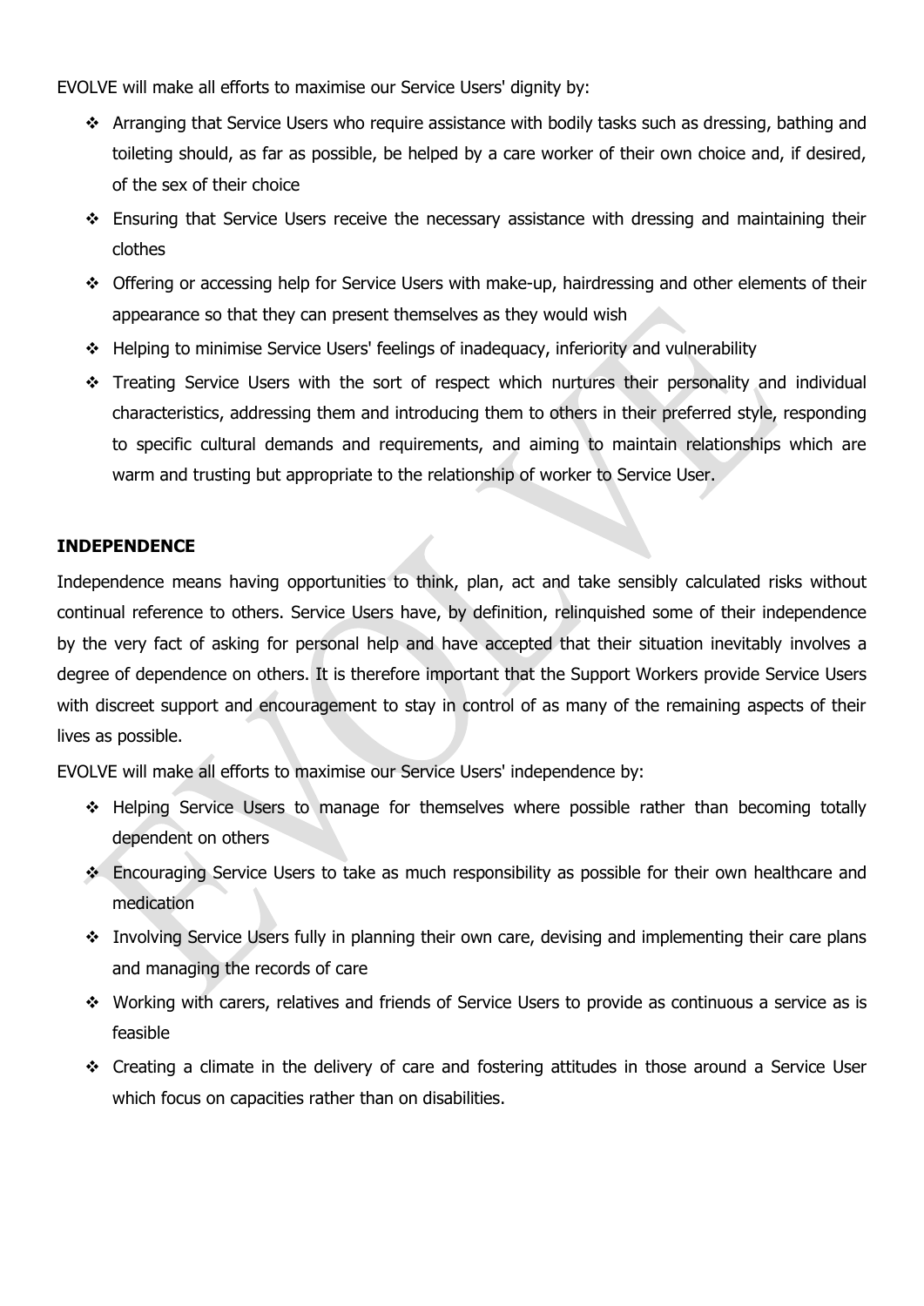EVOLVE will make all efforts to maximise our Service Users' dignity by:

- Arranging that Service Users who require assistance with bodily tasks such as dressing, bathing and toileting should, as far as possible, be helped by a care worker of their own choice and, if desired, of the sex of their choice
- Ensuring that Service Users receive the necessary assistance with dressing and maintaining their clothes
- Offering or accessing help for Service Users with make-up, hairdressing and other elements of their appearance so that they can present themselves as they would wish
- Helping to minimise Service Users' feelings of inadequacy, inferiority and vulnerability
- Treating Service Users with the sort of respect which nurtures their personality and individual characteristics, addressing them and introducing them to others in their preferred style, responding to specific cultural demands and requirements, and aiming to maintain relationships which are warm and trusting but appropriate to the relationship of worker to Service User.

**INDEPENDENCE**

Independence means having opportunities to think, plan, act and take sensibly calculated risks without continual reference to others. Service Users have, by definition, relinquished some of their independence by the very fact of asking for personal help and have accepted that their situation inevitably involves a degree of dependence on others. It is therefore important that the Support Workers provide Service Users with discreet support and encouragement to stay in control of as many of the remaining aspects of their lives as possible.

EVOLVE will make all efforts to maximise our Service Users' independence by:

- Helping Service Users to manage for themselves where possible rather than becoming totally dependent on others
- Encouraging Service Users to take as much responsibility as possible for their own healthcare and medication
- Involving Service Users fully in planning their own care, devising and implementing their care plans and managing the records of care
- Working with carers, relatives and friends of Service Users to provide as continuous a service as is feasible
- Creating a climate in the delivery of care and fostering attitudes in those around a Service User which focus on capacities rather than on disabilities.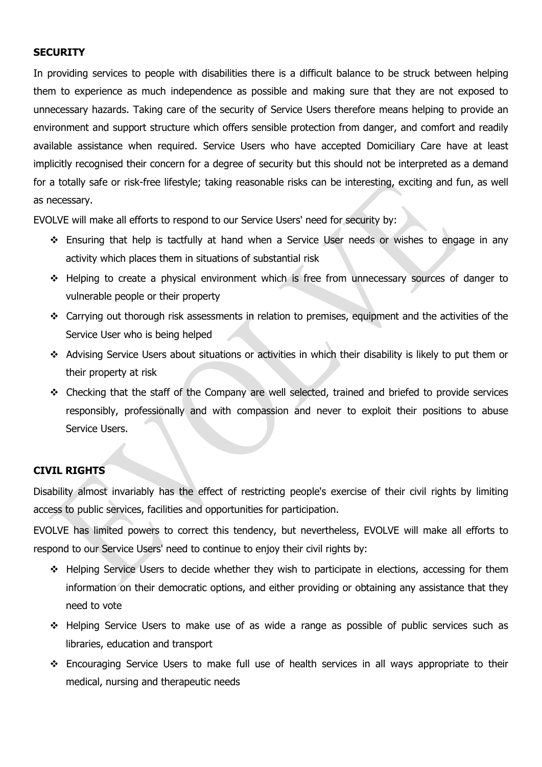**SECURITY**

In providing services to people with disabilities there is a difficult balance to be struck between helping them to experience as much independence as possible and making sure that they are not exposed to unnecessary hazards. Taking care of the security of Service Users therefore means helping to provide an environment and support structure which offers sensible protection from danger, and comfort and readily available assistance when required. Service Users who have accepted Domiciliary Care have at least implicitly recognised their concern for a degree of security but this should not be interpreted as a demand for a totally safe or risk-free lifestyle; taking reasonable risks can be interesting, exciting and fun, as well as necessary.

EVOLVE will make all efforts to respond to our Service Users' need for security by:

- Ensuring that help is tactfully at hand when a Service User needs or wishes to engage in any activity which places them in situations of substantial risk
- Helping to create a physical environment which is free from unnecessary sources of danger to vulnerable people or their property
- Carrying out thorough risk assessments in relation to premises, equipment and the activities of the Service User who is being helped
- Advising Service Users about situations or activities in which their disability is likely to put them or their property at risk
- Checking that the staff of the Company are well selected, trained and briefed to provide services responsibly, professionally and with compassion and never to exploit their positions to abuse Service Users.

**CIVIL RIGHTS**

Disability almost invariably has the effect of restricting people's exercise of their civil rights by limiting access to public services, facilities and opportunities for participation.

EVOLVE has limited powers to correct this tendency, but nevertheless, EVOLVE will make all efforts to respond to our Service Users' need to continue to enjoy their civil rights by:

- Helping Service Users to decide whether they wish to participate in elections, accessing for them information on their democratic options, and either providing or obtaining any assistance that they need to vote
- Helping Service Users to make use of as wide a range as possible of public services such as libraries, education and transport
- Encouraging Service Users to make full use of health services in all ways appropriate to their medical, nursing and therapeutic needs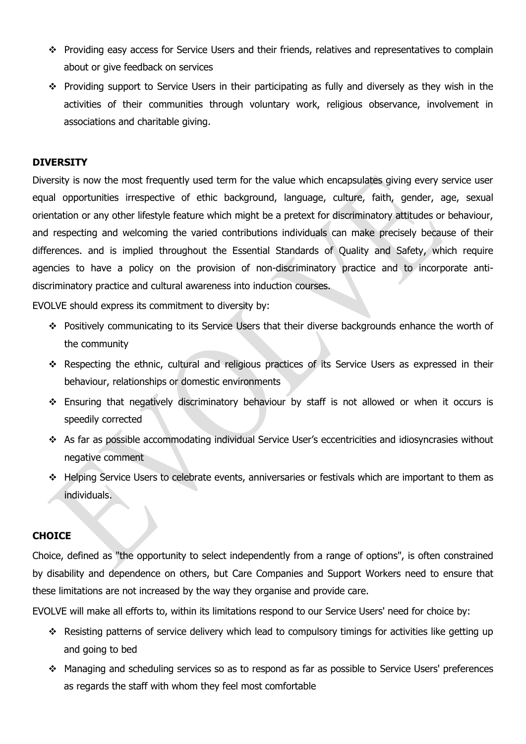- Providing easy access for Service Users and their friends, relatives and representatives to complain about or give feedback on services
- Providing support to Service Users in their participating as fully and diversely as they wish in the activities of their communities through voluntary work, religious observance, involvement in associations and charitable giving.

**DIVERSITY**

Diversity is now the most frequently used term for the value which encapsulates giving every service user equal opportunities irrespective of ethic background, language, culture, faith, gender, age, sexual orientation or any other lifestyle feature which might be a pretext for discriminatory attitudes or behaviour, and respecting and welcoming the varied contributions individuals can make precisely because of their differences. and is implied throughout the Essential Standards of Quality and Safety, which require agencies to have a policy on the provision of non-discriminatory practice and to incorporate anti-discriminatory practice and cultural awareness into induction courses.

EVOLVE should express its commitment to diversity by:

- Positively communicating to its Service Users that their diverse backgrounds enhance the worth of the community
- Respecting the ethnic, cultural and religious practices of its Service Users as expressed in their behaviour, relationships or domestic environments
- Ensuring that negatively discriminatory behaviour by staff is not allowed or when it occurs is speedily corrected
- As far as possible accommodating individual Service User's eccentricities and idiosyncrasies without negative comment
- Helping Service Users to celebrate events, anniversaries or festivals which are important to them as individuals.

**CHOICE**

Choice, defined as "the opportunity to select independently from a range of options", is often constrained by disability and dependence on others, but Care Companies and Support Workers need to ensure that these limitations are not increased by the way they organise and provide care.

EVOLVE will make all efforts to, within its limitations respond to our Service Users' need for choice by:

- Resisting patterns of service delivery which lead to compulsory timings for activities like getting up and going to bed
- Managing and scheduling services so as to respond as far as possible to Service Users' preferences as regards the staff with whom they feel most comfortable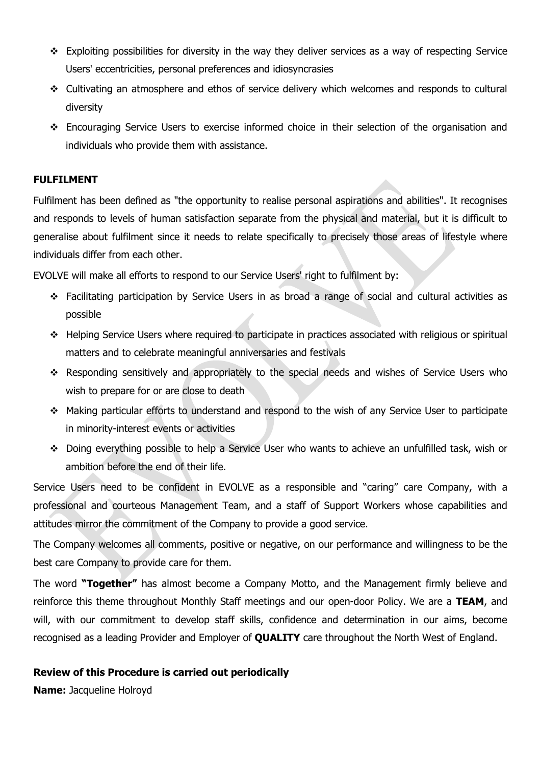- Exploiting possibilities for diversity in the way they deliver services as a way of respecting Service Users' eccentricities, personal preferences and idiosyncrasies
- Cultivating an atmosphere and ethos of service delivery which welcomes and responds to cultural diversity
- Encouraging Service Users to exercise informed choice in their selection of the organisation and individuals who provide them with assistance.

**FULFILMENT**

Fulfilment has been defined as "the opportunity to realise personal aspirations and abilities". It recognises and responds to levels of human satisfaction separate from the physical and material, but it is difficult to generalise about fulfilment since it needs to relate specifically to precisely those areas of lifestyle where individuals differ from each other.

EVOLVE will make all efforts to respond to our Service Users' right to fulfilment by:

- Facilitating participation by Service Users in as broad a range of social and cultural activities as possible
- Helping Service Users where required to participate in practices associated with religious or spiritual matters and to celebrate meaningful anniversaries and festivals
- Responding sensitively and appropriately to the special needs and wishes of Service Users who wish to prepare for or are close to death
- Making particular efforts to understand and respond to the wish of any Service User to participate in minority-interest events or activities
- Doing everything possible to help a Service User who wants to achieve an unfulfilled task, wish or ambition before the end of their life.

Service Users need to be confident in EVOLVE as a responsible and "caring" care Company, with a professional and courteous Management Team, and a staff of Support Workers whose capabilities and attitudes mirror the commitment of the Company to provide a good service.

The Company welcomes all comments, positive or negative, on our performance and willingness to be the best care Company to provide care for them.

The word **"Together"** has almost become a Company Motto, and the Management firmly believe and reinforce this theme throughout Monthly Staff meetings and our open-door Policy. We are a **TEAM**, and will, with our commitment to develop staff skills, confidence and determination in our aims, become recognised as a leading Provider and Employer of **QUALITY** care throughout the North West of England.

**Review of this Procedure is carried out periodically**

**Name:** Jacqueline Holroyd